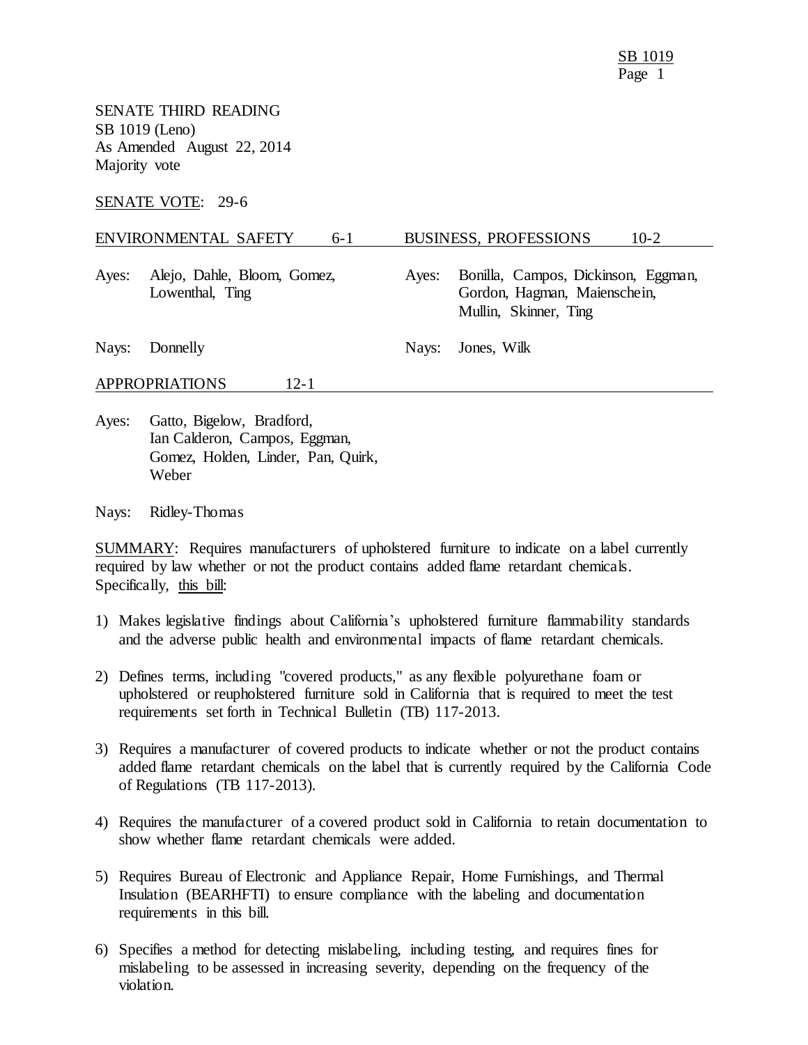SENATE THIRD READING
SB 1019 (Leno)
As Amended August 22, 2014
Majority vote

SENATE VOTE: 29-6

| ENVIRONMENTAL SAFETY | 6-1 | BUSINESS, PROFESSIONS | 10-2 |
|---|---|---|---|
| Ayes: Alejo, Dahle, Bloom, Gomez, Lowenthal, Ting | | Ayes: Bonilla, Campos, Dickinson, Eggman, Gordon, Hagman, Maienschein, Mullin, Skinner, Ting | |
| Nays: Donnelly | | Nays: Jones, Wilk | |

| APPROPRIATIONS | 12-1 |
|---|---|
| Ayes: Gatto, Bigelow, Bradford, Ian Calderon, Campos, Eggman, Gomez, Holden, Linder, Pan, Quirk, Weber | |
| Nays: Ridley-Thomas | |

SUMMARY: Requires manufacturers of upholstered furniture to indicate on a label currently required by law whether or not the product contains added flame retardant chemicals. Specifically, this bill:

1) Makes legislative findings about California's upholstered furniture flammability standards and the adverse public health and environmental impacts of flame retardant chemicals.

2) Defines terms, including "covered products," as any flexible polyurethane foam or upholstered or reupholstered furniture sold in California that is required to meet the test requirements set forth in Technical Bulletin (TB) 117-2013.

3) Requires a manufacturer of covered products to indicate whether or not the product contains added flame retardant chemicals on the label that is currently required by the California Code of Regulations (TB 117-2013).

4) Requires the manufacturer of a covered product sold in California to retain documentation to show whether flame retardant chemicals were added.

5) Requires Bureau of Electronic and Appliance Repair, Home Furnishings, and Thermal Insulation (BEARHFTI) to ensure compliance with the labeling and documentation requirements in this bill.

6) Specifies a method for detecting mislabeling, including testing, and requires fines for mislabeling to be assessed in increasing severity, depending on the frequency of the violation.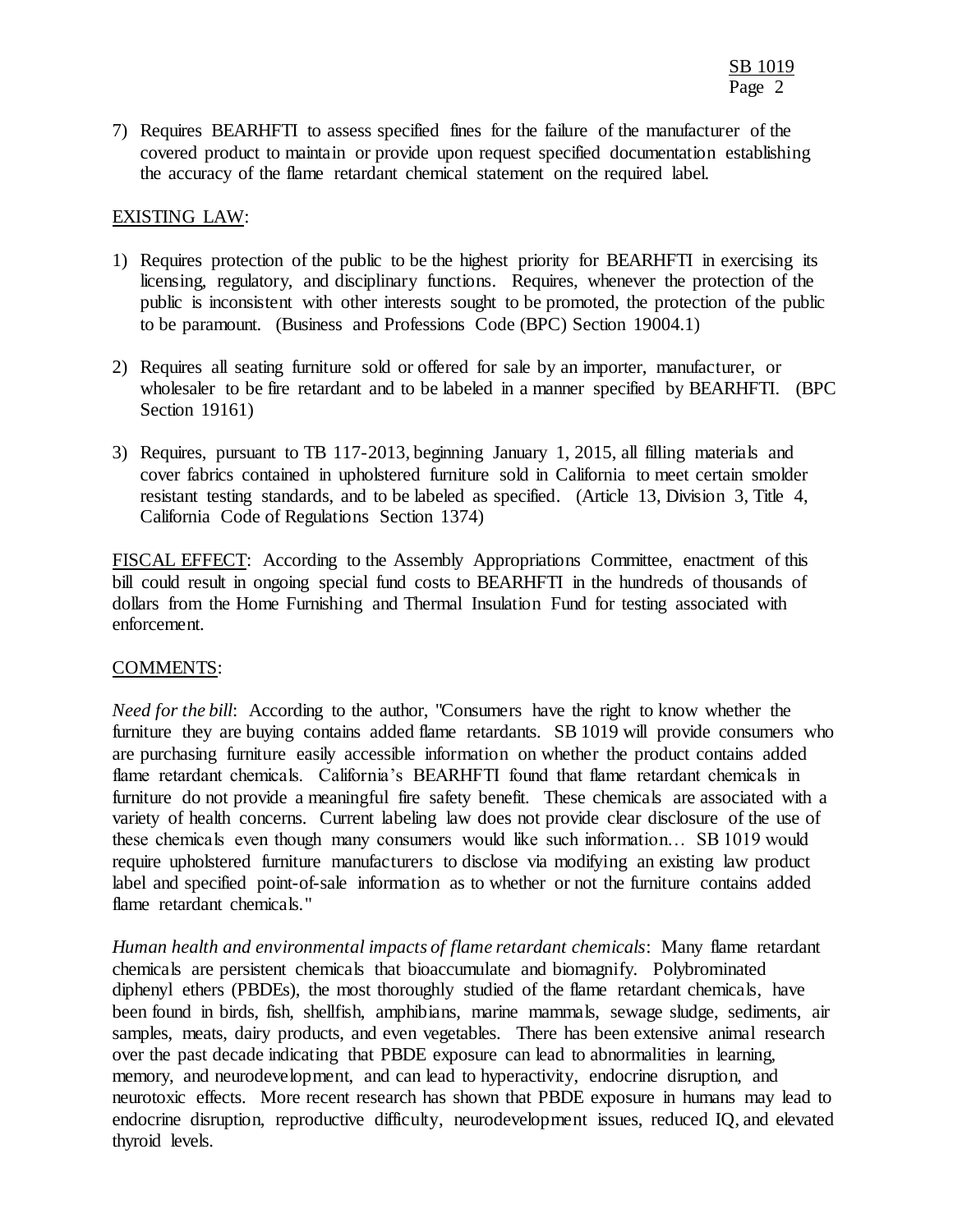7) Requires BEARHFTI to assess specified fines for the failure of the manufacturer of the covered product to maintain or provide upon request specified documentation establishing the accuracy of the flame retardant chemical statement on the required label.

EXISTING LAW:

1) Requires protection of the public to be the highest priority for BEARHFTI in exercising its licensing, regulatory, and disciplinary functions. Requires, whenever the protection of the public is inconsistent with other interests sought to be promoted, the protection of the public to be paramount. (Business and Professions Code (BPC) Section 19004.1)

2) Requires all seating furniture sold or offered for sale by an importer, manufacturer, or wholesaler to be fire retardant and to be labeled in a manner specified by BEARHFTI. (BPC Section 19161)

3) Requires, pursuant to TB 117-2013, beginning January 1, 2015, all filling materials and cover fabrics contained in upholstered furniture sold in California to meet certain smolder resistant testing standards, and to be labeled as specified. (Article 13, Division 3, Title 4, California Code of Regulations Section 1374)

FISCAL EFFECT: According to the Assembly Appropriations Committee, enactment of this bill could result in ongoing special fund costs to BEARHFTI in the hundreds of thousands of dollars from the Home Furnishing and Thermal Insulation Fund for testing associated with enforcement.

COMMENTS:

*Need for the bill*: According to the author, "Consumers have the right to know whether the furniture they are buying contains added flame retardants. SB 1019 will provide consumers who are purchasing furniture easily accessible information on whether the product contains added flame retardant chemicals. California's BEARHFTI found that flame retardant chemicals in furniture do not provide a meaningful fire safety benefit. These chemicals are associated with a variety of health concerns. Current labeling law does not provide clear disclosure of the use of these chemicals even though many consumers would like such information… SB 1019 would require upholstered furniture manufacturers to disclose via modifying an existing law product label and specified point-of-sale information as to whether or not the furniture contains added flame retardant chemicals."

*Human health and environmental impacts of flame retardant chemicals*: Many flame retardant chemicals are persistent chemicals that bioaccumulate and biomagnify. Polybrominated diphenyl ethers (PBDEs), the most thoroughly studied of the flame retardant chemicals, have been found in birds, fish, shellfish, amphibians, marine mammals, sewage sludge, sediments, air samples, meats, dairy products, and even vegetables. There has been extensive animal research over the past decade indicating that PBDE exposure can lead to abnormalities in learning, memory, and neurodevelopment, and can lead to hyperactivity, endocrine disruption, and neurotoxic effects. More recent research has shown that PBDE exposure in humans may lead to endocrine disruption, reproductive difficulty, neurodevelopment issues, reduced IQ, and elevated thyroid levels.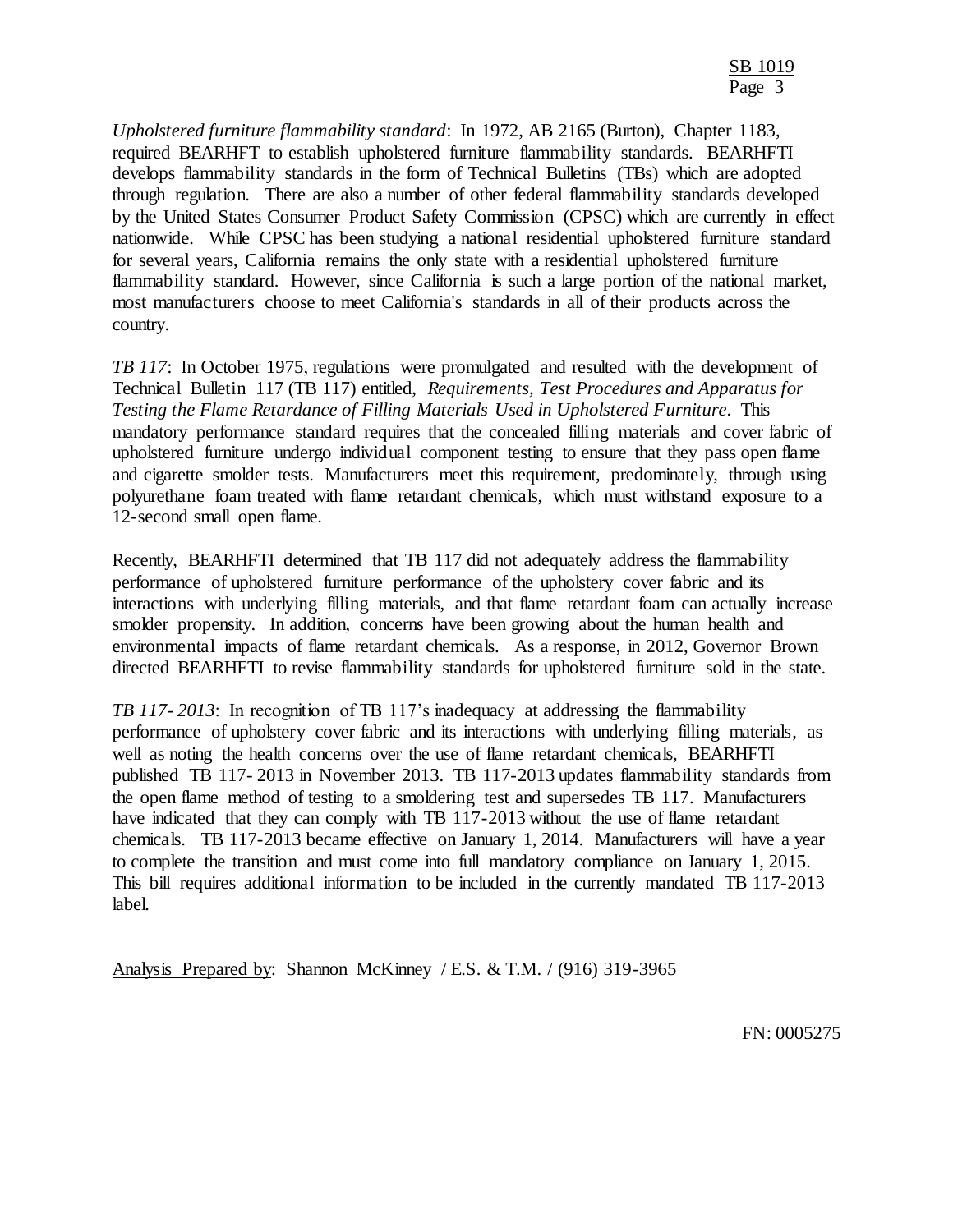*Upholstered furniture flammability standard*: In 1972, AB 2165 (Burton), Chapter 1183, required BEARHFT to establish upholstered furniture flammability standards. BEARHFTI develops flammability standards in the form of Technical Bulletins (TBs) which are adopted through regulation. There are also a number of other federal flammability standards developed by the United States Consumer Product Safety Commission (CPSC) which are currently in effect nationwide. While CPSC has been studying a national residential upholstered furniture standard for several years, California remains the only state with a residential upholstered furniture flammability standard. However, since California is such a large portion of the national market, most manufacturers choose to meet California's standards in all of their products across the country.

*TB 117*: In October 1975, regulations were promulgated and resulted with the development of Technical Bulletin 117 (TB 117) entitled, *Requirements, Test Procedures and Apparatus for Testing the Flame Retardance of Filling Materials Used in Upholstered Furniture*. This mandatory performance standard requires that the concealed filling materials and cover fabric of upholstered furniture undergo individual component testing to ensure that they pass open flame and cigarette smolder tests. Manufacturers meet this requirement, predominately, through using polyurethane foam treated with flame retardant chemicals, which must withstand exposure to a 12-second small open flame.

Recently, BEARHFTI determined that TB 117 did not adequately address the flammability performance of upholstered furniture performance of the upholstery cover fabric and its interactions with underlying filling materials, and that flame retardant foam can actually increase smolder propensity. In addition, concerns have been growing about the human health and environmental impacts of flame retardant chemicals. As a response, in 2012, Governor Brown directed BEARHFTI to revise flammability standards for upholstered furniture sold in the state.

*TB 117- 2013*: In recognition of TB 117's inadequacy at addressing the flammability performance of upholstery cover fabric and its interactions with underlying filling materials, as well as noting the health concerns over the use of flame retardant chemicals, BEARHFTI published TB 117- 2013 in November 2013. TB 117-2013 updates flammability standards from the open flame method of testing to a smoldering test and supersedes TB 117. Manufacturers have indicated that they can comply with TB 117-2013 without the use of flame retardant chemicals. TB 117-2013 became effective on January 1, 2014. Manufacturers will have a year to complete the transition and must come into full mandatory compliance on January 1, 2015. This bill requires additional information to be included in the currently mandated TB 117-2013 label.

Analysis Prepared by: Shannon McKinney / E.S. & T.M. / (916) 319-3965

FN: 0005275